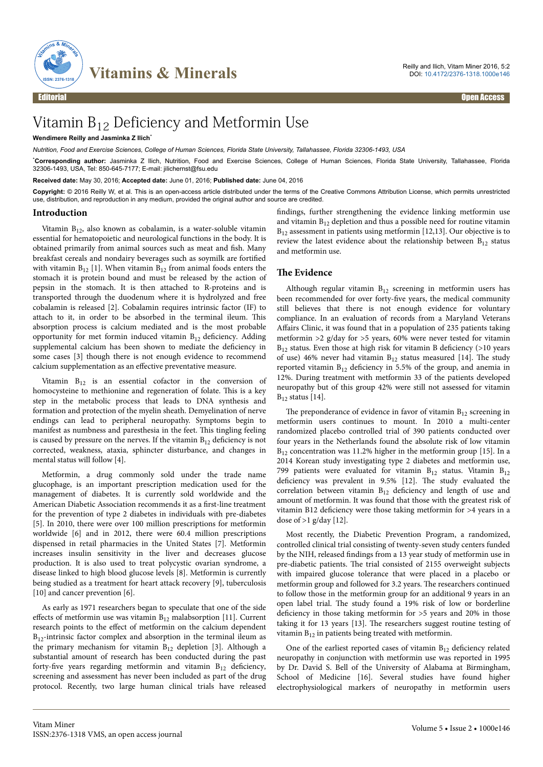Editorial — Open Access

# Vitamin $B_{12}$ Deficiency and Metformin Use

**Wendimere Reilly and Jasminka Z Ilich***

*Nutrition, Food and Exercise Sciences, College of Human Sciences, Florida State University, Tallahassee, Florida 32306-1493, USA*

***Corresponding author:** Jasminka Z Ilich, Nutrition, Food and Exercise Sciences, College of Human Sciences, Florida State University, Tallahassee, Florida 32306-1493, USA, Tel: 850-645-7177; E-mail: jilichernst@fsu.edu

**Received date:** May 30, 2016; **Accepted date:** June 01, 2016; **Published date:** June 04, 2016

**Copyright:** © 2016 Reilly W, et al. This is an open-access article distributed under the terms of the Creative Commons Attribution License, which permits unrestricted use, distribution, and reproduction in any medium, provided the original author and source are credited.

## Introduction

Vitamin $B_{12}$, also known as cobalamin, is a water-soluble vitamin essential for hematopoietic and neurological functions in the body. It is obtained primarily from animal sources such as meat and fish. Many breakfast cereals and nondairy beverages such as soymilk are fortified with vitamin $B_{12}$ [1]. When vitamin $B_{12}$ from animal foods enters the stomach it is protein bound and must be released by the action of pepsin in the stomach. It is then attached to R-proteins and is transported through the duodenum where it is hydrolyzed and free cobalamin is released [2]. Cobalamin requires intrinsic factor (IF) to attach to it, in order to be absorbed in the terminal ileum. This absorption process is calcium mediated and is the most probable opportunity for met formin induced vitamin $B_{12}$ deficiency. Adding supplemental calcium has been shown to mediate the deficiency in some cases [3] though there is not enough evidence to recommend calcium supplementation as an effective preventative measure.

Vitamin $B_{12}$ is an essential cofactor in the conversion of homocysteine to methionine and regeneration of folate. This is a key step in the metabolic process that leads to DNA synthesis and formation and protection of the myelin sheath. Demyelination of nerve endings can lead to peripheral neuropathy. Symptoms begin to manifest as numbness and paresthesia in the feet. This tingling feeling is caused by pressure on the nerves. If the vitamin $B_{12}$ deficiency is not corrected, weakness, ataxia, sphincter disturbance, and changes in mental status will follow [4].

Metformin, a drug commonly sold under the trade name glucophage, is an important prescription medication used for the management of diabetes. It is currently sold worldwide and the American Diabetic Association recommends it as a first-line treatment for the prevention of type 2 diabetes in individuals with pre-diabetes [5]. In 2010, there were over 100 million prescriptions for metformin worldwide [6] and in 2012, there were 60.4 million prescriptions dispensed in retail pharmacies in the United States [7]. Metformin increases insulin sensitivity in the liver and decreases glucose production. It is also used to treat polycystic ovarian syndrome, a disease linked to high blood glucose levels [8]. Metformin is currently being studied as a treatment for heart attack recovery [9], tuberculosis [10] and cancer prevention [6].

As early as 1971 researchers began to speculate that one of the side effects of metformin use was vitamin $B_{12}$ malabsorption [11]. Current research points to the effect of metformin on the calcium dependent $B_{12}$-intrinsic factor complex and absorption in the terminal ileum as the primary mechanism for vitamin $B_{12}$ depletion [3]. Although a substantial amount of research has been conducted during the past forty-five years regarding metformin and vitamin $B_{12}$ deficiency, screening and assessment has never been included as part of the drug protocol. Recently, two large human clinical trials have released findings, further strengthening the evidence linking metformin use and vitamin $B_{12}$ depletion and thus a possible need for routine vitamin $B_{12}$ assessment in patients using metformin [12,13]. Our objective is to review the latest evidence about the relationship between $B_{12}$ status and metformin use.

## The Evidence

Although regular vitamin $B_{12}$ screening in metformin users has been recommended for over forty-five years, the medical community still believes that there is not enough evidence for voluntary compliance. In an evaluation of records from a Maryland Veterans Affairs Clinic, it was found that in a population of 235 patients taking metformin >2 g/day for >5 years, 60% were never tested for vitamin $B_{12}$ status. Even those at high risk for vitamin B deficiency (>10 years of use) 46% never had vitamin $B_{12}$ status measured [14]. The study reported vitamin $B_{12}$ deficiency in 5.5% of the group, and anemia in 12%. During treatment with metformin 33 of the patients developed neuropathy but of this group 42% were still not assessed for vitamin $B_{12}$ status [14].

The preponderance of evidence in favor of vitamin $B_{12}$ screening in metformin users continues to mount. In 2010 a multi-center randomized placebo controlled trial of 390 patients conducted over four years in the Netherlands found the absolute risk of low vitamin $B_{12}$ concentration was 11.2% higher in the metformin group [15]. In a 2014 Korean study investigating type 2 diabetes and metformin use, 799 patients were evaluated for vitamin $B_{12}$ status. Vitamin $B_{12}$ deficiency was prevalent in 9.5% [12]. The study evaluated the correlation between vitamin $B_{12}$ deficiency and length of use and amount of metformin. It was found that those with the greatest risk of vitamin B12 deficiency were those taking metformin for >4 years in a dose of >1 g/day [12].

Most recently, the Diabetic Prevention Program, a randomized, controlled clinical trial consisting of twenty-seven study centers funded by the NIH, released findings from a 13 year study of metformin use in pre-diabetic patients. The trial consisted of 2155 overweight subjects with impaired glucose tolerance that were placed in a placebo or metformin group and followed for 3.2 years. The researchers continued to follow those in the metformin group for an additional 9 years in an open label trial. The study found a 19% risk of low or borderline deficiency in those taking metformin for >5 years and 20% in those taking it for 13 years [13]. The researchers suggest routine testing of vitamin $B_{12}$ in patients being treated with metformin.

One of the earliest reported cases of vitamin $B_{12}$ deficiency related neuropathy in conjunction with metformin use was reported in 1995 by Dr. David S. Bell of the University of Alabama at Birmingham, School of Medicine [16]. Several studies have found higher electrophysiological markers of neuropathy in metformin users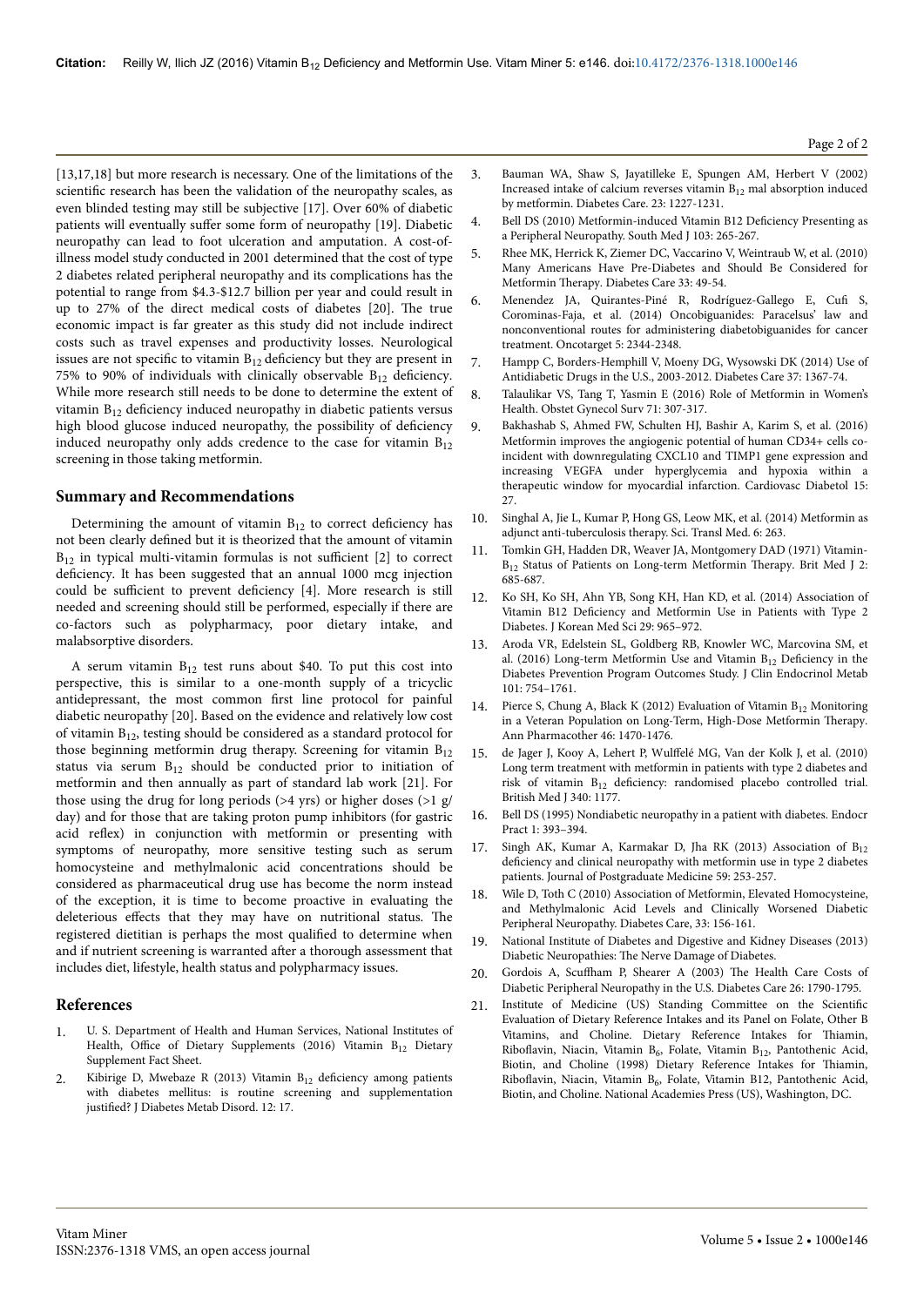[13,17,18] but more research is necessary. One of the limitations of the scientific research has been the validation of the neuropathy scales, as even blinded testing may still be subjective [17]. Over 60% of diabetic patients will eventually suffer some form of neuropathy [19]. Diabetic neuropathy can lead to foot ulceration and amputation. A cost-of-illness model study conducted in 2001 determined that the cost of type 2 diabetes related peripheral neuropathy and its complications has the potential to range from $4.3-$12.7 billion per year and could result in up to 27% of the direct medical costs of diabetes [20]. The true economic impact is far greater as this study did not include indirect costs such as travel expenses and productivity losses. Neurological issues are not specific to vitamin $B_{12}$ deficiency but they are present in 75% to 90% of individuals with clinically observable $B_{12}$ deficiency. While more research still needs to be done to determine the extent of vitamin $B_{12}$ deficiency induced neuropathy in diabetic patients versus high blood glucose induced neuropathy, the possibility of deficiency induced neuropathy only adds credence to the case for vitamin $B_{12}$ screening in those taking metformin.

## Summary and Recommendations

Determining the amount of vitamin $B_{12}$ to correct deficiency has not been clearly defined but it is theorized that the amount of vitamin $B_{12}$ in typical multi-vitamin formulas is not sufficient [2] to correct deficiency. It has been suggested that an annual 1000 mcg injection could be sufficient to prevent deficiency [4]. More research is still needed and screening should still be performed, especially if there are co-factors such as polypharmacy, poor dietary intake, and malabsorptive disorders.

A serum vitamin $B_{12}$ test runs about $40. To put this cost into perspective, this is similar to a one-month supply of a tricyclic antidepressant, the most common first line protocol for painful diabetic neuropathy [20]. Based on the evidence and relatively low cost of vitamin $B_{12}$, testing should be considered as a standard protocol for those beginning metformin drug therapy. Screening for vitamin $B_{12}$ status via serum $B_{12}$ should be conducted prior to initiation of metformin and then annually as part of standard lab work [21]. For those using the drug for long periods (>4 yrs) or higher doses (>1 g/day) and for those that are taking proton pump inhibitors (for gastric acid reflex) in conjunction with metformin or presenting with symptoms of neuropathy, more sensitive testing such as serum homocysteine and methylmalonic acid concentrations should be considered as pharmaceutical drug use has become the norm instead of the exception, it is time to become proactive in evaluating the deleterious effects that they may have on nutritional status. The registered dietitian is perhaps the most qualified to determine when and if nutrient screening is warranted after a thorough assessment that includes diet, lifestyle, health status and polypharmacy issues.

## References

1. U. S. Department of Health and Human Services, National Institutes of Health, Office of Dietary Supplements (2016) Vitamin $B_{12}$ Dietary Supplement Fact Sheet.
2. Kibirige D, Mwebaze R (2013) Vitamin $B_{12}$ deficiency among patients with diabetes mellitus: is routine screening and supplementation justified? J Diabetes Metab Disord. 12: 17.
3. Bauman WA, Shaw S, Jayatilleke E, Spungen AM, Herbert V (2002) Increased intake of calcium reverses vitamin $B_{12}$ mal absorption induced by metformin. Diabetes Care. 23: 1227-1231.
4. Bell DS (2010) Metformin-induced Vitamin B12 Deficiency Presenting as a Peripheral Neuropathy. South Med J 103: 265-267.
5. Rhee MK, Herrick K, Ziemer DC, Vaccarino V, Weintraub W, et al. (2010) Many Americans Have Pre-Diabetes and Should Be Considered for Metformin Therapy. Diabetes Care 33: 49-54.
6. Menendez JA, Quirantes-Piné R, Rodríguez-Gallego E, Cufi S, Corominas-Faja, et al. (2014) Oncobiguanides: Paracelsus' law and nonconventional routes for administering diabetobiguanides for cancer treatment. Oncotarget 5: 2344-2348.
7. Hampp C, Borders-Hemphill V, Moeny DG, Wysowski DK (2014) Use of Antidiabetic Drugs in the U.S., 2003-2012. Diabetes Care 37: 1367-74.
8. Talaulikar VS, Tang T, Yasmin E (2016) Role of Metformin in Women's Health. Obstet Gynecol Surv 71: 307-317.
9. Bakhashab S, Ahmed FW, Schulten HJ, Bashir A, Karim S, et al. (2016) Metformin improves the angiogenic potential of human CD34+ cells co-incident with downregulating CXCL10 and TIMP1 gene expression and increasing VEGFA under hyperglycemia and hypoxia within a therapeutic window for myocardial infarction. Cardiovasc Diabetol 15: 27.
10. Singhal A, Jie L, Kumar P, Hong GS, Leow MK, et al. (2014) Metformin as adjunct anti-tuberculosis therapy. Sci. Transl Med. 6: 263.
11. Tomkin GH, Hadden DR, Weaver JA, Montgomery DAD (1971) Vitamin-$B_{12}$ Status of Patients on Long-term Metformin Therapy. Brit Med J 2: 685-687.
12. Ko SH, Ko SH, Ahn YB, Song KH, Han KD, et al. (2014) Association of Vitamin B12 Deficiency and Metformin Use in Patients with Type 2 Diabetes. J Korean Med Sci 29: 965–972.
13. Aroda VR, Edelstein SL, Goldberg RB, Knowler WC, Marcovina SM, et al. (2016) Long-term Metformin Use and Vitamin $B_{12}$ Deficiency in the Diabetes Prevention Program Outcomes Study. J Clin Endocrinol Metab 101: 754–1761.
14. Pierce S, Chung A, Black K (2012) Evaluation of Vitamin $B_{12}$ Monitoring in a Veteran Population on Long-Term, High-Dose Metformin Therapy. Ann Pharmacother 46: 1470-1476.
15. de Jager J, Kooy A, Lehert P, Wulffelé MG, Van der Kolk J, et al. (2010) Long term treatment with metformin in patients with type 2 diabetes and risk of vitamin $B_{12}$ deficiency: randomised placebo controlled trial. British Med J 340: 1177.
16. Bell DS (1995) Nondiabetic neuropathy in a patient with diabetes. Endocr Pract 1: 393–394.
17. Singh AK, Kumar A, Karmakar D, Jha RK (2013) Association of $B_{12}$ deficiency and clinical neuropathy with metformin use in type 2 diabetes patients. Journal of Postgraduate Medicine 59: 253-257.
18. Wile D, Toth C (2010) Association of Metformin, Elevated Homocysteine, and Methylmalonic Acid Levels and Clinically Worsened Diabetic Peripheral Neuropathy. Diabetes Care, 33: 156-161.
19. National Institute of Diabetes and Digestive and Kidney Diseases (2013) Diabetic Neuropathies: The Nerve Damage of Diabetes.
20. Gordois A, Scuffham P, Shearer A (2003) The Health Care Costs of Diabetic Peripheral Neuropathy in the U.S. Diabetes Care 26: 1790-1795.
21. Institute of Medicine (US) Standing Committee on the Scientific Evaluation of Dietary Reference Intakes and its Panel on Folate, Other B Vitamins, and Choline. Dietary Reference Intakes for Thiamin, Riboflavin, Niacin, Vitamin $B_6$, Folate, Vitamin $B_{12}$, Pantothenic Acid, Biotin, and Choline (1998) Dietary Reference Intakes for Thiamin, Riboflavin, Niacin, Vitamin $B_6$, Folate, Vitamin B12, Pantothenic Acid, Biotin, and Choline. National Academies Press (US), Washington, DC.